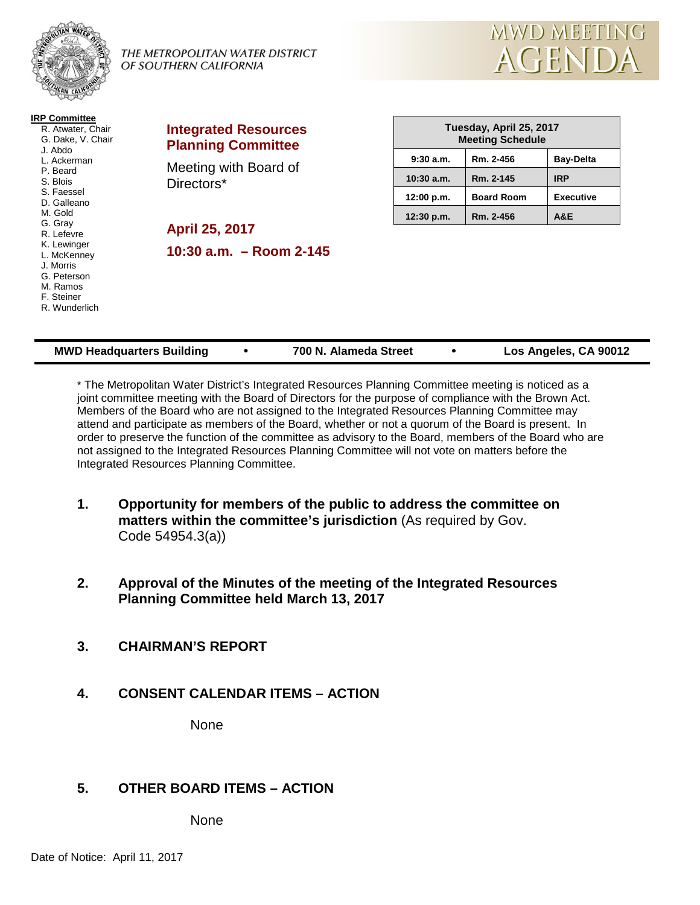THE METROPOLITAN WATER DISTRICT OF SOUTHERN CALIFORNIA

# MWD MEETING AGENDA

**IRP Committee**
- R. Atwater, Chair
- G. Dake, V. Chair
- J. Abdo
- L. Ackerman
- P. Beard
- S. Blois
- S. Faessel
- D. Galleano
- M. Gold
- G. Gray
- R. Lefevre
- K. Lewinger
- L. McKenney
- J. Morris
- G. Peterson
- M. Ramos
- F. Steiner
- R. Wunderlich

## Integrated Resources Planning Committee

Meeting with Board of Directors*

**April 25, 2017**

**10:30 a.m. – Room 2-145**

| Tuesday, April 25, 2017 Meeting Schedule | | |
|---|---|---|
| 9:30 a.m. | Rm. 2-456 | Bay-Delta |
| 10:30 a.m. | Rm. 2-145 | IRP |
| 12:00 p.m. | Board Room | Executive |
| 12:30 p.m. | Rm. 2-456 | A&E |

**MWD Headquarters Building • 700 N. Alameda Street • Los Angeles, CA 90012**

* The Metropolitan Water District's Integrated Resources Planning Committee meeting is noticed as a joint committee meeting with the Board of Directors for the purpose of compliance with the Brown Act. Members of the Board who are not assigned to the Integrated Resources Planning Committee may attend and participate as members of the Board, whether or not a quorum of the Board is present. In order to preserve the function of the committee as advisory to the Board, members of the Board who are not assigned to the Integrated Resources Planning Committee will not vote on matters before the Integrated Resources Planning Committee.

1. **Opportunity for members of the public to address the committee on matters within the committee's jurisdiction** (As required by Gov. Code 54954.3(a))

2. **Approval of the Minutes of the meeting of the Integrated Resources Planning Committee held March 13, 2017**

3. **CHAIRMAN'S REPORT**

4. **CONSENT CALENDAR ITEMS – ACTION**

   None

5. **OTHER BOARD ITEMS – ACTION**

   None

Date of Notice: April 11, 2017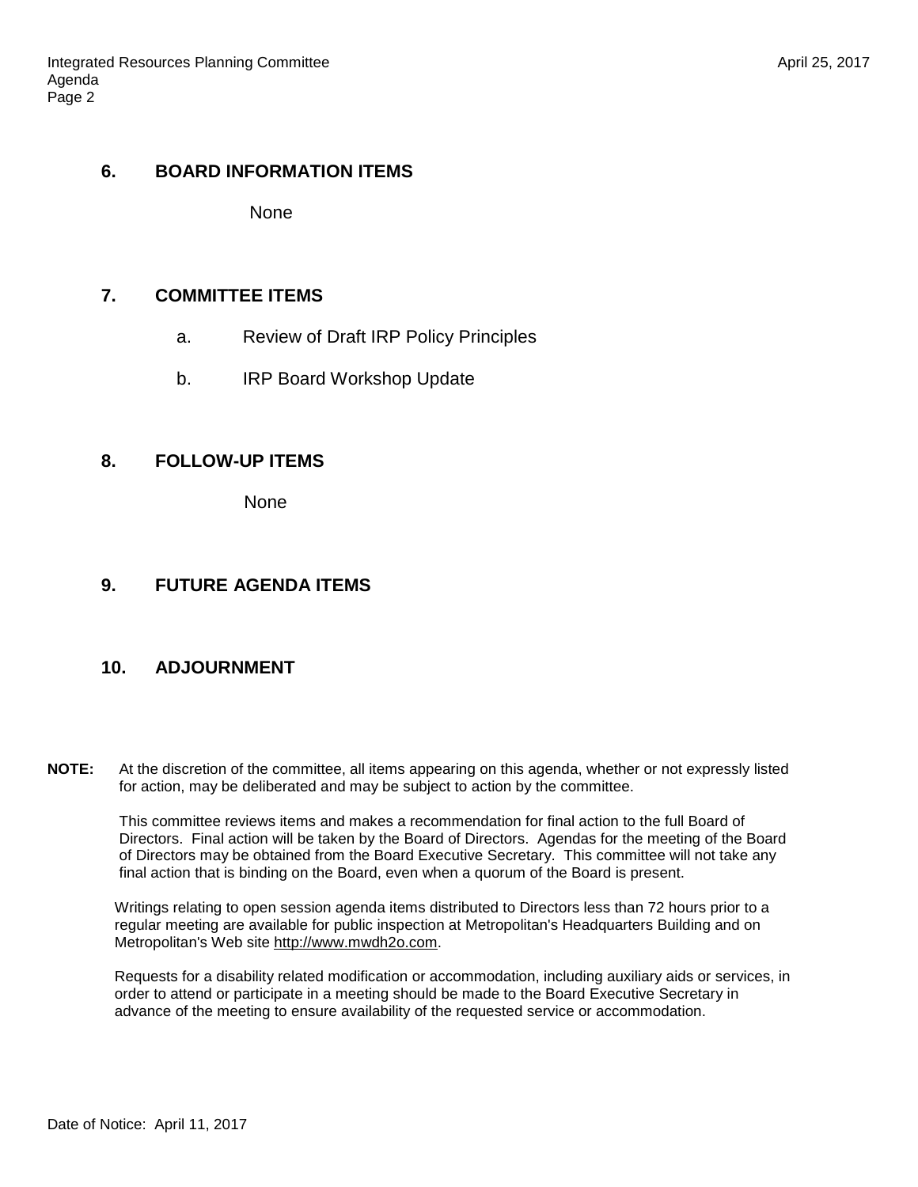## 6. BOARD INFORMATION ITEMS

None

## 7. COMMITTEE ITEMS

a. Review of Draft IRP Policy Principles

b. IRP Board Workshop Update

## 8. FOLLOW-UP ITEMS

None

## 9. FUTURE AGENDA ITEMS

## 10. ADJOURNMENT

**NOTE:** At the discretion of the committee, all items appearing on this agenda, whether or not expressly listed for action, may be deliberated and may be subject to action by the committee.

This committee reviews items and makes a recommendation for final action to the full Board of Directors. Final action will be taken by the Board of Directors. Agendas for the meeting of the Board of Directors may be obtained from the Board Executive Secretary. This committee will not take any final action that is binding on the Board, even when a quorum of the Board is present.

Writings relating to open session agenda items distributed to Directors less than 72 hours prior to a regular meeting are available for public inspection at Metropolitan's Headquarters Building and on Metropolitan's Web site http://www.mwdh2o.com.

Requests for a disability related modification or accommodation, including auxiliary aids or services, in order to attend or participate in a meeting should be made to the Board Executive Secretary in advance of the meeting to ensure availability of the requested service or accommodation.

Date of Notice: April 11, 2017